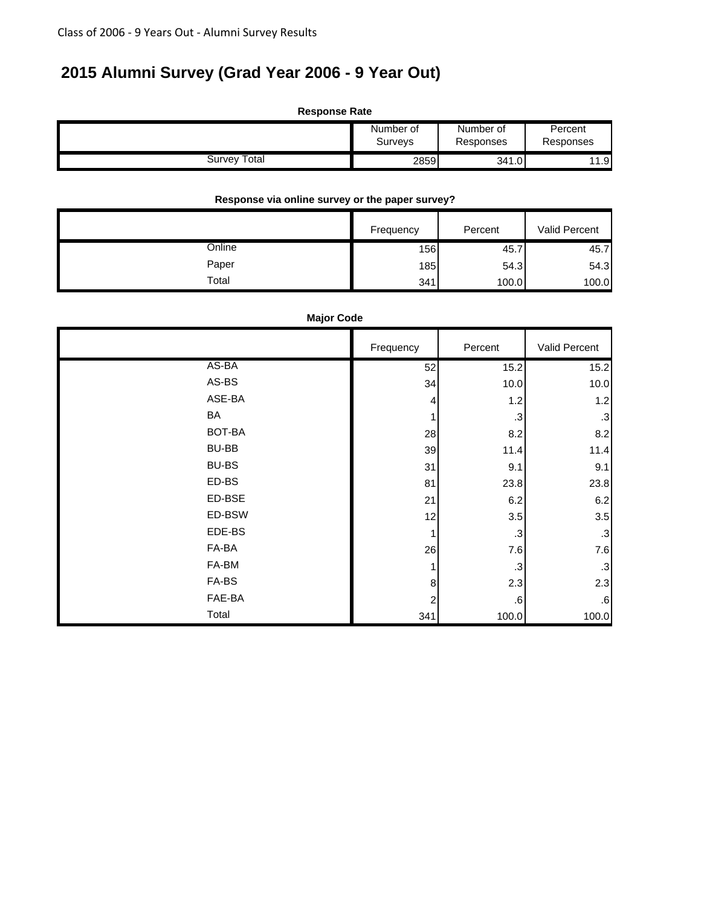# 2015 Alumni Survey (Grad Year 2006 - 9 Year Out)

**Response Rate**

| | Number of Surveys | Number of Responses | Percent Responses |
|---|---|---|---|
| Survey Total | 2859 | 341.0 | 11.9 |

**Response via online survey or the paper survey?**

| | Frequency | Percent | Valid Percent |
|---|---|---|---|
| Online | 156 | 45.7 | 45.7 |
| Paper | 185 | 54.3 | 54.3 |
| Total | 341 | 100.0 | 100.0 |

**Major Code**

| | Frequency | Percent | Valid Percent |
|---|---|---|---|
| AS-BA | 52 | 15.2 | 15.2 |
| AS-BS | 34 | 10.0 | 10.0 |
| ASE-BA | 4 | 1.2 | 1.2 |
| BA | 1 | .3 | .3 |
| BOT-BA | 28 | 8.2 | 8.2 |
| BU-BB | 39 | 11.4 | 11.4 |
| BU-BS | 31 | 9.1 | 9.1 |
| ED-BS | 81 | 23.8 | 23.8 |
| ED-BSE | 21 | 6.2 | 6.2 |
| ED-BSW | 12 | 3.5 | 3.5 |
| EDE-BS | 1 | .3 | .3 |
| FA-BA | 26 | 7.6 | 7.6 |
| FA-BM | 1 | .3 | .3 |
| FA-BS | 8 | 2.3 | 2.3 |
| FAE-BA | 2 | .6 | .6 |
| Total | 341 | 100.0 | 100.0 |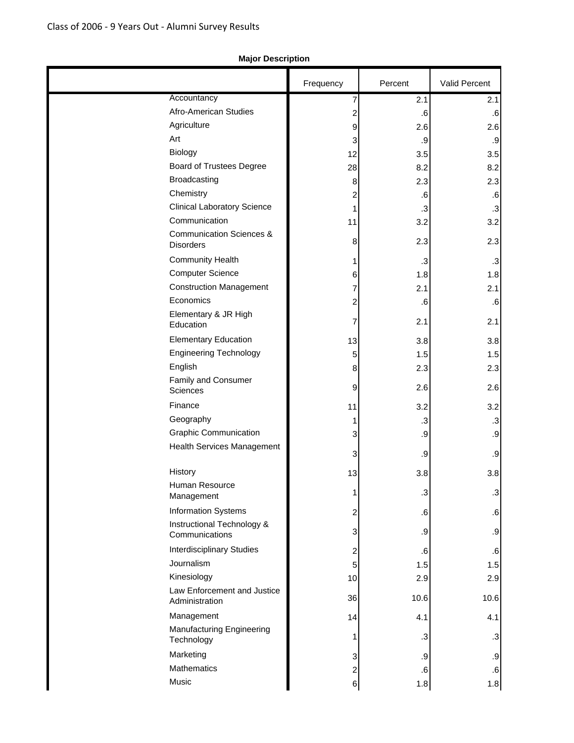Class of 2006 - 9 Years Out - Alumni Survey Results

**Major Description**

| | Frequency | Percent | Valid Percent |
|---|---|---|---|
| Accountancy | 7 | 2.1 | 2.1 |
| Afro-American Studies | 2 | .6 | .6 |
| Agriculture | 9 | 2.6 | 2.6 |
| Art | 3 | .9 | .9 |
| Biology | 12 | 3.5 | 3.5 |
| Board of Trustees Degree | 28 | 8.2 | 8.2 |
| Broadcasting | 8 | 2.3 | 2.3 |
| Chemistry | 2 | .6 | .6 |
| Clinical Laboratory Science | 1 | .3 | .3 |
| Communication | 11 | 3.2 | 3.2 |
| Communication Sciences & Disorders | 8 | 2.3 | 2.3 |
| Community Health | 1 | .3 | .3 |
| Computer Science | 6 | 1.8 | 1.8 |
| Construction Management | 7 | 2.1 | 2.1 |
| Economics | 2 | .6 | .6 |
| Elementary & JR High Education | 7 | 2.1 | 2.1 |
| Elementary Education | 13 | 3.8 | 3.8 |
| Engineering Technology | 5 | 1.5 | 1.5 |
| English | 8 | 2.3 | 2.3 |
| Family and Consumer Sciences | 9 | 2.6 | 2.6 |
| Finance | 11 | 3.2 | 3.2 |
| Geography | 1 | .3 | .3 |
| Graphic Communication | 3 | .9 | .9 |
| Health Services Management | 3 | .9 | .9 |
| History | 13 | 3.8 | 3.8 |
| Human Resource Management | 1 | .3 | .3 |
| Information Systems | 2 | .6 | .6 |
| Instructional Technology & Communications | 3 | .9 | .9 |
| Interdisciplinary Studies | 2 | .6 | .6 |
| Journalism | 5 | 1.5 | 1.5 |
| Kinesiology | 10 | 2.9 | 2.9 |
| Law Enforcement and Justice Administration | 36 | 10.6 | 10.6 |
| Management | 14 | 4.1 | 4.1 |
| Manufacturing Engineering Technology | 1 | .3 | .3 |
| Marketing | 3 | .9 | .9 |
| Mathematics | 2 | .6 | .6 |
| Music | 6 | 1.8 | 1.8 |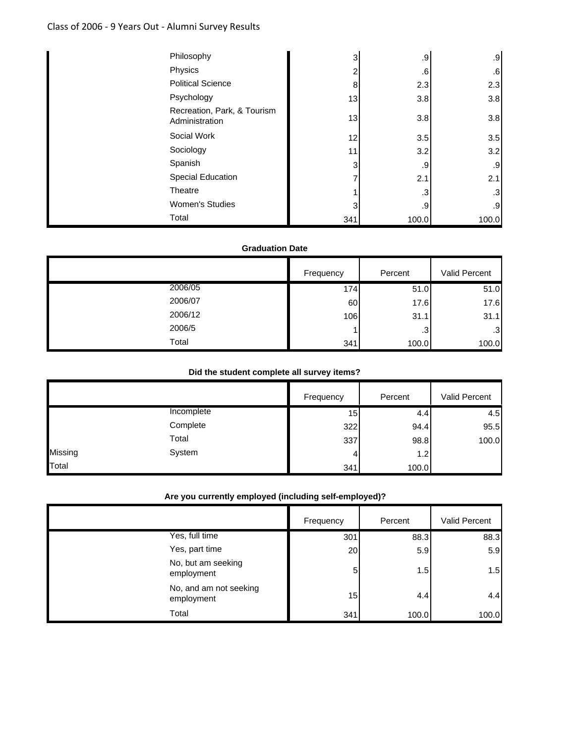| | | Frequency | Percent | Valid Percent |
|---|---|---|---|---|
| | Philosophy | 3 | .9 | .9 |
| | Physics | 2 | .6 | .6 |
| | Political Science | 8 | 2.3 | 2.3 |
| | Psychology | 13 | 3.8 | 3.8 |
| | Recreation, Park, & Tourism Administration | 13 | 3.8 | 3.8 |
| | Social Work | 12 | 3.5 | 3.5 |
| | Sociology | 11 | 3.2 | 3.2 |
| | Spanish | 3 | .9 | .9 |
| | Special Education | 7 | 2.1 | 2.1 |
| | Theatre | 1 | .3 | .3 |
| | Women's Studies | 3 | .9 | .9 |
| | Total | 341 | 100.0 | 100.0 |

**Graduation Date**

| | | Frequency | Percent | Valid Percent |
|---|---|---|---|---|
| | 2006/05 | 174 | 51.0 | 51.0 |
| | 2006/07 | 60 | 17.6 | 17.6 |
| | 2006/12 | 106 | 31.1 | 31.1 |
| | 2006/5 | 1 | .3 | .3 |
| | Total | 341 | 100.0 | 100.0 |

**Did the student complete all survey items?**

| | | Frequency | Percent | Valid Percent |
|---|---|---|---|---|
| | Incomplete | 15 | 4.4 | 4.5 |
| | Complete | 322 | 94.4 | 95.5 |
| | Total | 337 | 98.8 | 100.0 |
| Missing | System | 4 | 1.2 | |
| Total | | 341 | 100.0 | |

**Are you currently employed (including self-employed)?**

| | | Frequency | Percent | Valid Percent |
|---|---|---|---|---|
| | Yes, full time | 301 | 88.3 | 88.3 |
| | Yes, part time | 20 | 5.9 | 5.9 |
| | No, but am seeking employment | 5 | 1.5 | 1.5 |
| | No, and am not seeking employment | 15 | 4.4 | 4.4 |
| | Total | 341 | 100.0 | 100.0 |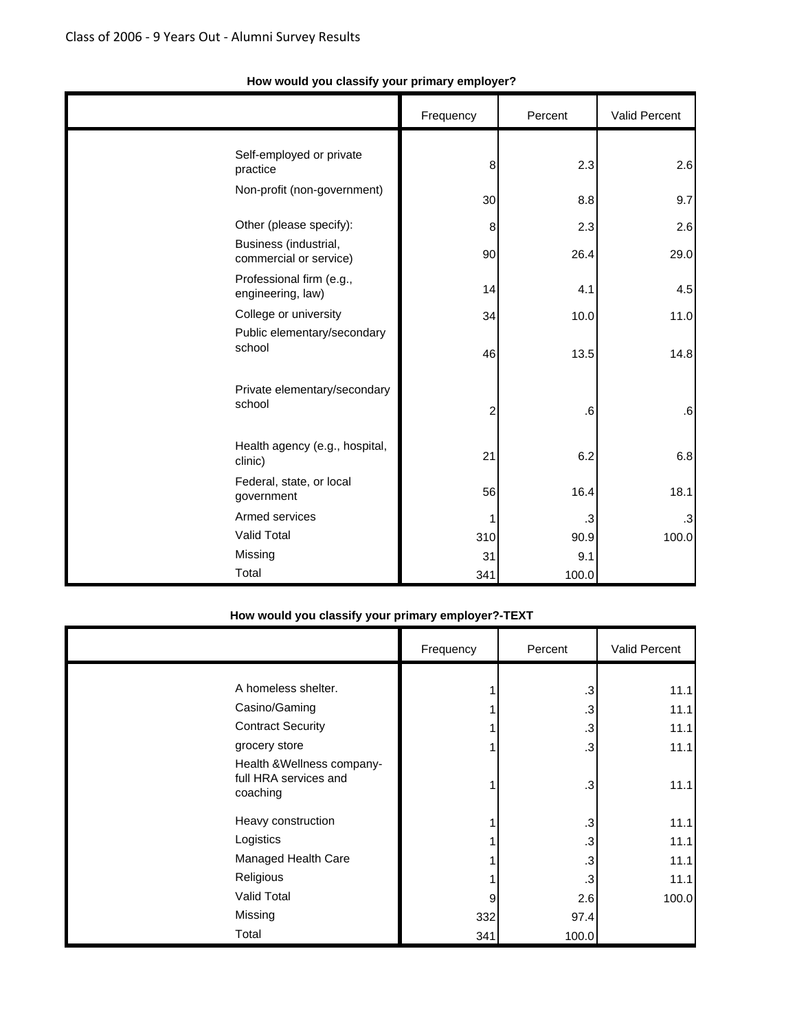**How would you classify your primary employer?**

| | Frequency | Percent | Valid Percent |
|---|---|---|---|
| Self-employed or private practice | 8 | 2.3 | 2.6 |
| Non-profit (non-government) | 30 | 8.8 | 9.7 |
| Other (please specify): | 8 | 2.3 | 2.6 |
| Business (industrial, commercial or service) | 90 | 26.4 | 29.0 |
| Professional firm (e.g., engineering, law) | 14 | 4.1 | 4.5 |
| College or university | 34 | 10.0 | 11.0 |
| Public elementary/secondary school | 46 | 13.5 | 14.8 |
| Private elementary/secondary school | 2 | .6 | .6 |
| Health agency (e.g., hospital, clinic) | 21 | 6.2 | 6.8 |
| Federal, state, or local government | 56 | 16.4 | 18.1 |
| Armed services | 1 | .3 | .3 |
| Valid Total | 310 | 90.9 | 100.0 |
| Missing | 31 | 9.1 | |
| Total | 341 | 100.0 | |

**How would you classify your primary employer?-TEXT**

| | Frequency | Percent | Valid Percent |
|---|---|---|---|
| A homeless shelter. | 1 | .3 | 11.1 |
| Casino/Gaming | 1 | .3 | 11.1 |
| Contract Security | 1 | .3 | 11.1 |
| grocery store | 1 | .3 | 11.1 |
| Health &Wellness company- full HRA services and coaching | 1 | .3 | 11.1 |
| Heavy construction | 1 | .3 | 11.1 |
| Logistics | 1 | .3 | 11.1 |
| Managed Health Care | 1 | .3 | 11.1 |
| Religious | 1 | .3 | 11.1 |
| Valid Total | 9 | 2.6 | 100.0 |
| Missing | 332 | 97.4 | |
| Total | 341 | 100.0 | |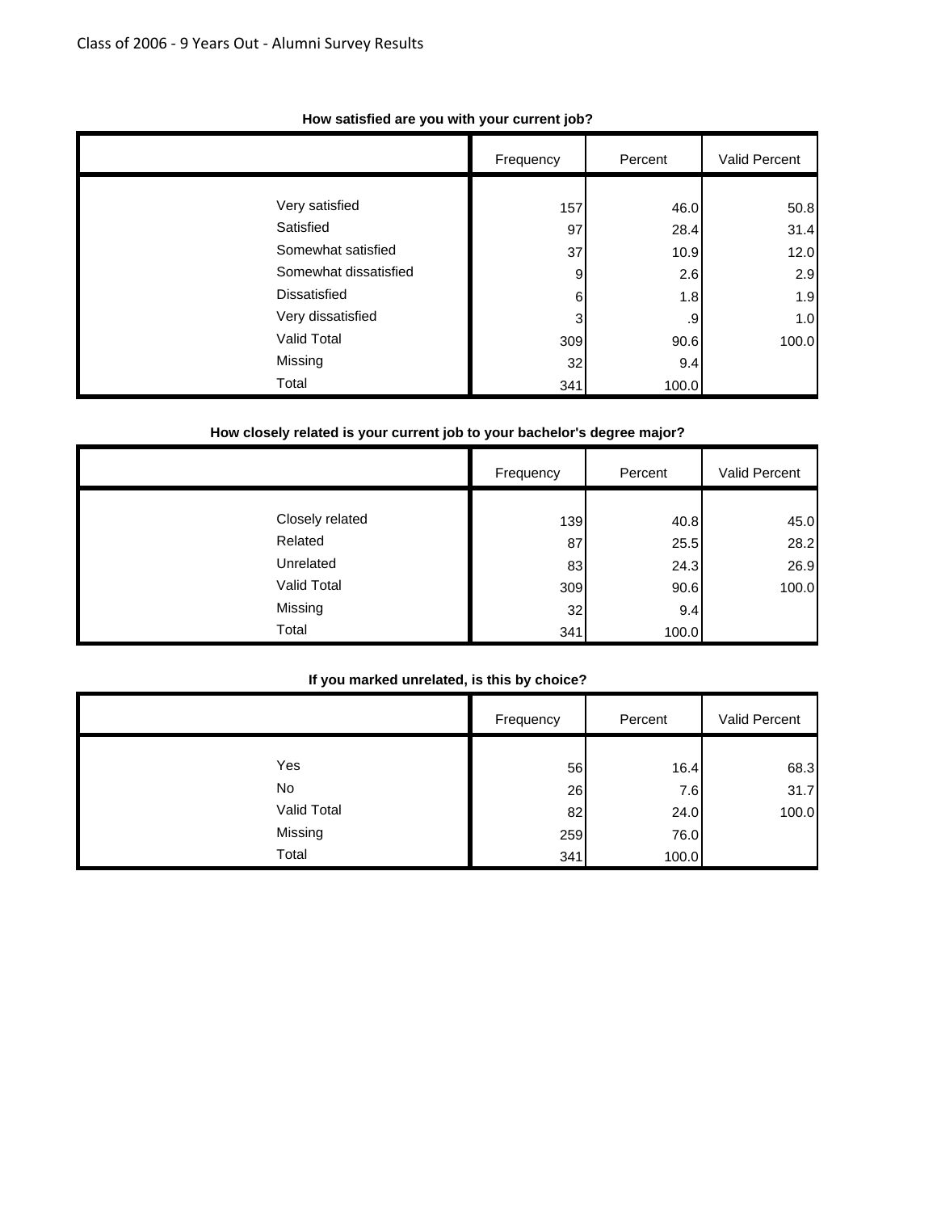**How satisfied are you with your current job?**

| | Frequency | Percent | Valid Percent |
|---|---|---|---|
| Very satisfied | 157 | 46.0 | 50.8 |
| Satisfied | 97 | 28.4 | 31.4 |
| Somewhat satisfied | 37 | 10.9 | 12.0 |
| Somewhat dissatisfied | 9 | 2.6 | 2.9 |
| Dissatisfied | 6 | 1.8 | 1.9 |
| Very dissatisfied | 3 | .9 | 1.0 |
| Valid Total | 309 | 90.6 | 100.0 |
| Missing | 32 | 9.4 | |
| Total | 341 | 100.0 | |

**How closely related is your current job to your bachelor's degree major?**

| | Frequency | Percent | Valid Percent |
|---|---|---|---|
| Closely related | 139 | 40.8 | 45.0 |
| Related | 87 | 25.5 | 28.2 |
| Unrelated | 83 | 24.3 | 26.9 |
| Valid Total | 309 | 90.6 | 100.0 |
| Missing | 32 | 9.4 | |
| Total | 341 | 100.0 | |

**If you marked unrelated, is this by choice?**

| | Frequency | Percent | Valid Percent |
|---|---|---|---|
| Yes | 56 | 16.4 | 68.3 |
| No | 26 | 7.6 | 31.7 |
| Valid Total | 82 | 24.0 | 100.0 |
| Missing | 259 | 76.0 | |
| Total | 341 | 100.0 | |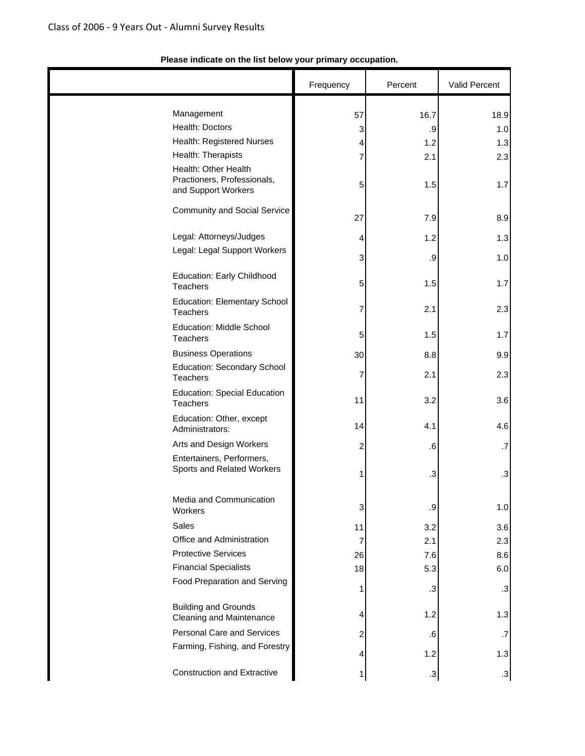**Please indicate on the list below your primary occupation.**

| | Frequency | Percent | Valid Percent |
|---|---|---|---|
| Management | 57 | 16.7 | 18.9 |
| Health: Doctors | 3 | .9 | 1.0 |
| Health: Registered Nurses | 4 | 1.2 | 1.3 |
| Health: Therapists | 7 | 2.1 | 2.3 |
| Health: Other Health Practioners, Professionals, and Support Workers | 5 | 1.5 | 1.7 |
| Community and Social Service | 27 | 7.9 | 8.9 |
| Legal: Attorneys/Judges | 4 | 1.2 | 1.3 |
| Legal: Legal Support Workers | 3 | .9 | 1.0 |
| Education: Early Childhood Teachers | 5 | 1.5 | 1.7 |
| Education: Elementary School Teachers | 7 | 2.1 | 2.3 |
| Education: Middle School Teachers | 5 | 1.5 | 1.7 |
| Business Operations | 30 | 8.8 | 9.9 |
| Education: Secondary School Teachers | 7 | 2.1 | 2.3 |
| Education: Special Education Teachers | 11 | 3.2 | 3.6 |
| Education: Other, except Administrators: | 14 | 4.1 | 4.6 |
| Arts and Design Workers | 2 | .6 | .7 |
| Entertainers, Performers, Sports and Related Workers | 1 | .3 | .3 |
| Media and Communication Workers | 3 | .9 | 1.0 |
| Sales | 11 | 3.2 | 3.6 |
| Office and Administration | 7 | 2.1 | 2.3 |
| Protective Services | 26 | 7.6 | 8.6 |
| Financial Specialists | 18 | 5.3 | 6.0 |
| Food Preparation and Serving | 1 | .3 | .3 |
| Building and Grounds Cleaning and Maintenance | 4 | 1.2 | 1.3 |
| Personal Care and Services | 2 | .6 | .7 |
| Farming, Fishing, and Forestry | 4 | 1.2 | 1.3 |
| Construction and Extractive | 1 | .3 | .3 |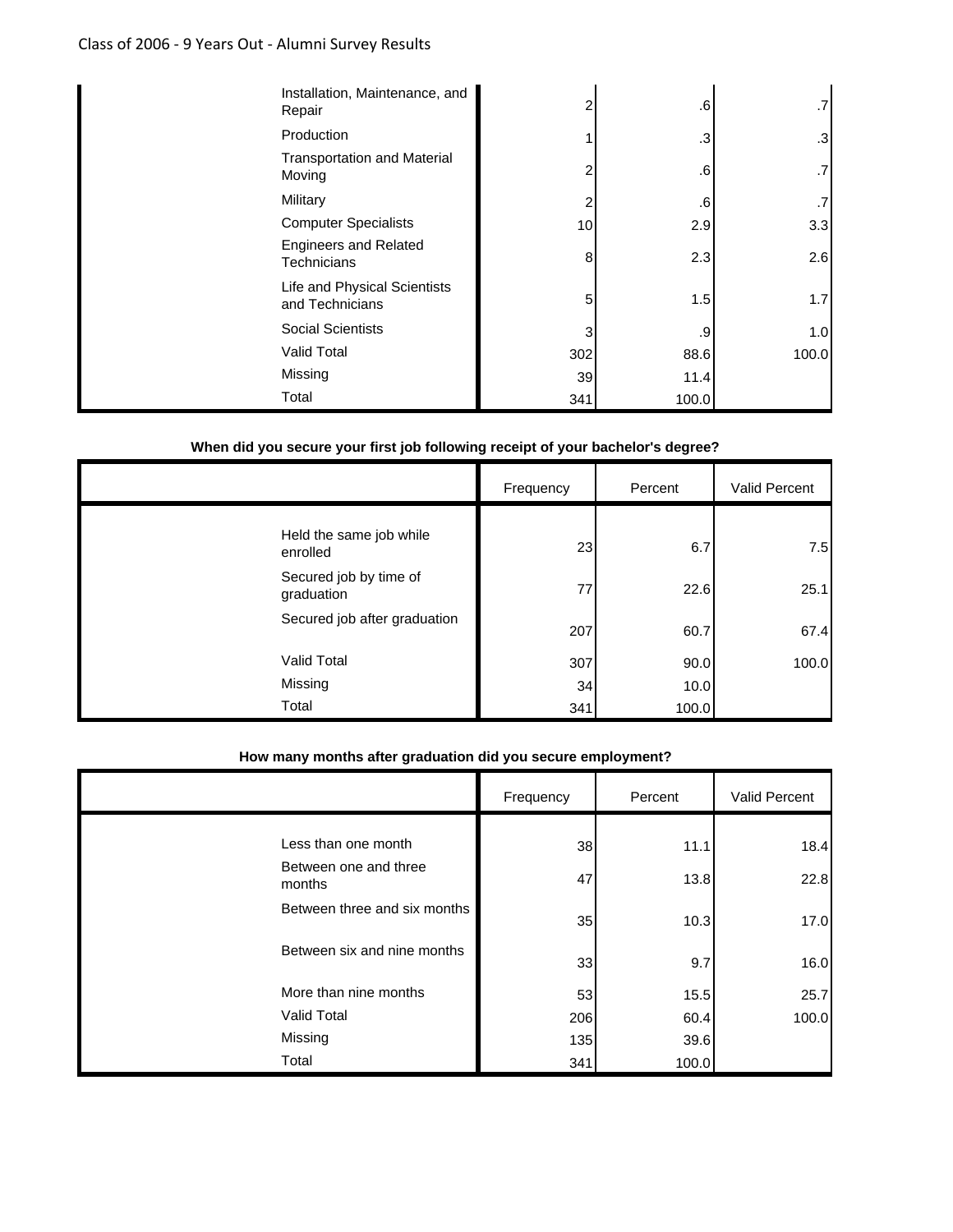| | Frequency | Percent | Valid Percent |
|---|---|---|---|
| Installation, Maintenance, and Repair | 2 | .6 | .7 |
| Production | 1 | .3 | .3 |
| Transportation and Material Moving | 2 | .6 | .7 |
| Military | 2 | .6 | .7 |
| Computer Specialists | 10 | 2.9 | 3.3 |
| Engineers and Related Technicians | 8 | 2.3 | 2.6 |
| Life and Physical Scientists and Technicians | 5 | 1.5 | 1.7 |
| Social Scientists | 3 | .9 | 1.0 |
| Valid Total | 302 | 88.6 | 100.0 |
| Missing | 39 | 11.4 | |
| Total | 341 | 100.0 | |

**When did you secure your first job following receipt of your bachelor's degree?**

| | Frequency | Percent | Valid Percent |
|---|---|---|---|
| Held the same job while enrolled | 23 | 6.7 | 7.5 |
| Secured job by time of graduation | 77 | 22.6 | 25.1 |
| Secured job after graduation | 207 | 60.7 | 67.4 |
| Valid Total | 307 | 90.0 | 100.0 |
| Missing | 34 | 10.0 | |
| Total | 341 | 100.0 | |

**How many months after graduation did you secure employment?**

| | Frequency | Percent | Valid Percent |
|---|---|---|---|
| Less than one month | 38 | 11.1 | 18.4 |
| Between one and three months | 47 | 13.8 | 22.8 |
| Between three and six months | 35 | 10.3 | 17.0 |
| Between six and nine months | 33 | 9.7 | 16.0 |
| More than nine months | 53 | 15.5 | 25.7 |
| Valid Total | 206 | 60.4 | 100.0 |
| Missing | 135 | 39.6 | |
| Total | 341 | 100.0 | |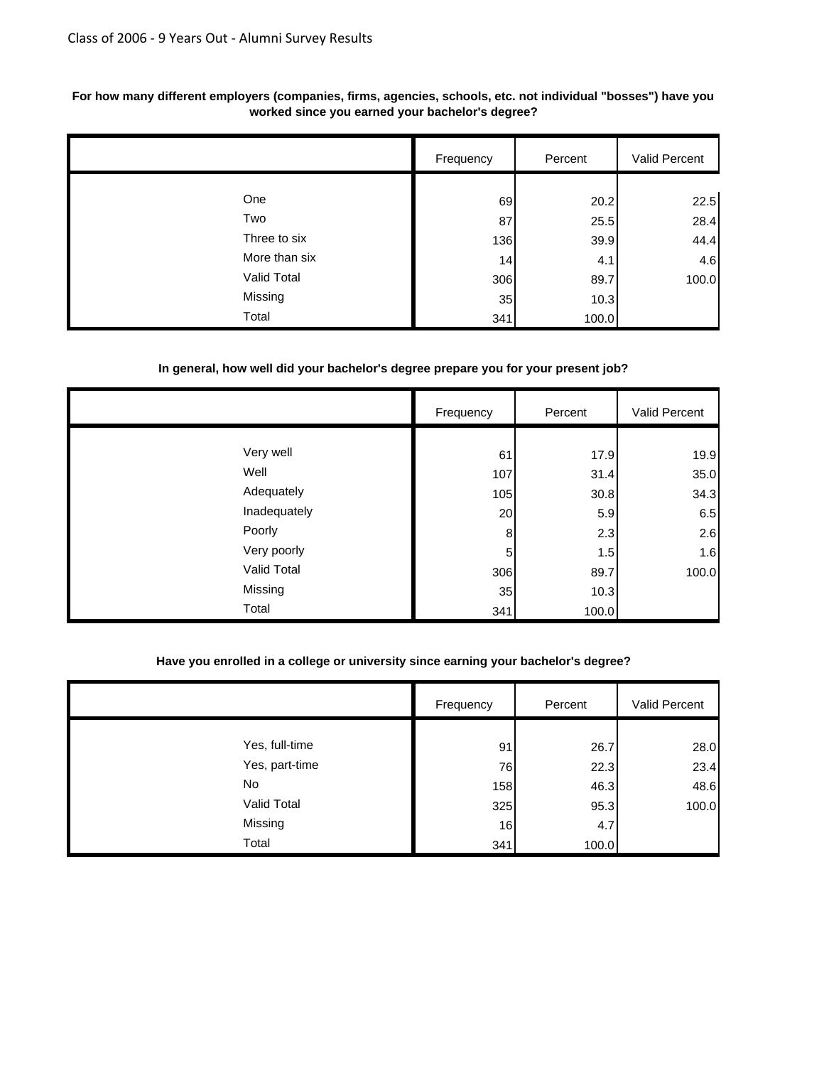**For how many different employers (companies, firms, agencies, schools, etc. not individual "bosses") have you worked since you earned your bachelor's degree?**

| | Frequency | Percent | Valid Percent |
|---|---|---|---|
| One | 69 | 20.2 | 22.5 |
| Two | 87 | 25.5 | 28.4 |
| Three to six | 136 | 39.9 | 44.4 |
| More than six | 14 | 4.1 | 4.6 |
| Valid Total | 306 | 89.7 | 100.0 |
| Missing | 35 | 10.3 | |
| Total | 341 | 100.0 | |

**In general, how well did your bachelor's degree prepare you for your present job?**

| | Frequency | Percent | Valid Percent |
|---|---|---|---|
| Very well | 61 | 17.9 | 19.9 |
| Well | 107 | 31.4 | 35.0 |
| Adequately | 105 | 30.8 | 34.3 |
| Inadequately | 20 | 5.9 | 6.5 |
| Poorly | 8 | 2.3 | 2.6 |
| Very poorly | 5 | 1.5 | 1.6 |
| Valid Total | 306 | 89.7 | 100.0 |
| Missing | 35 | 10.3 | |
| Total | 341 | 100.0 | |

**Have you enrolled in a college or university since earning your bachelor's degree?**

| | Frequency | Percent | Valid Percent |
|---|---|---|---|
| Yes, full-time | 91 | 26.7 | 28.0 |
| Yes, part-time | 76 | 22.3 | 23.4 |
| No | 158 | 46.3 | 48.6 |
| Valid Total | 325 | 95.3 | 100.0 |
| Missing | 16 | 4.7 | |
| Total | 341 | 100.0 | |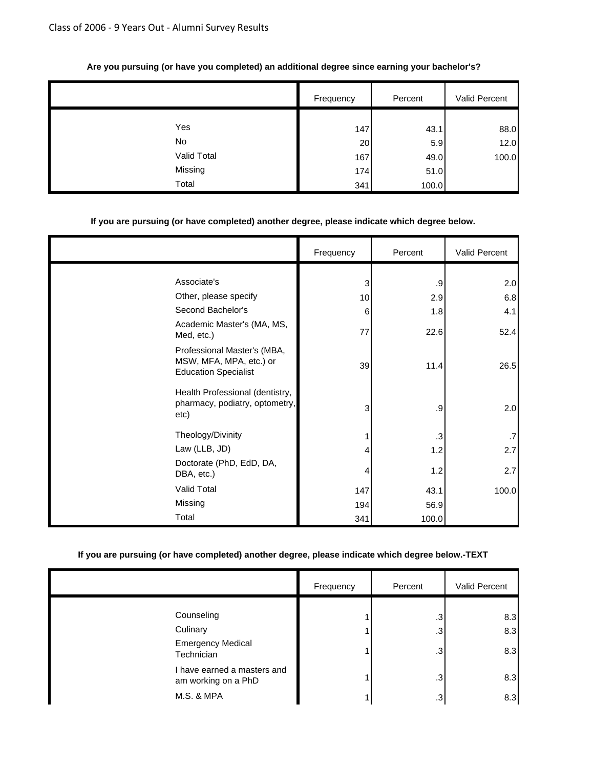Class of 2006 - 9 Years Out - Alumni Survey Results

**Are you pursuing (or have you completed) an additional degree since earning your bachelor's?**

| | Frequency | Percent | Valid Percent |
|---|---|---|---|
| Yes | 147 | 43.1 | 88.0 |
| No | 20 | 5.9 | 12.0 |
| Valid Total | 167 | 49.0 | 100.0 |
| Missing | 174 | 51.0 | |
| Total | 341 | 100.0 | |

**If you are pursuing (or have completed) another degree, please indicate which degree below.**

| | Frequency | Percent | Valid Percent |
|---|---|---|---|
| Associate's | 3 | .9 | 2.0 |
| Other, please specify | 10 | 2.9 | 6.8 |
| Second Bachelor's | 6 | 1.8 | 4.1 |
| Academic Master's (MA, MS, Med, etc.) | 77 | 22.6 | 52.4 |
| Professional Master's (MBA, MSW, MFA, MPA, etc.) or Education Specialist | 39 | 11.4 | 26.5 |
| Health Professional (dentistry, pharmacy, podiatry, optometry, etc) | 3 | .9 | 2.0 |
| Theology/Divinity | 1 | .3 | .7 |
| Law (LLB, JD) | 4 | 1.2 | 2.7 |
| Doctorate (PhD, EdD, DA, DBA, etc.) | 4 | 1.2 | 2.7 |
| Valid Total | 147 | 43.1 | 100.0 |
| Missing | 194 | 56.9 | |
| Total | 341 | 100.0 | |

**If you are pursuing (or have completed) another degree, please indicate which degree below.-TEXT**

| | Frequency | Percent | Valid Percent |
|---|---|---|---|
| Counseling | 1 | .3 | 8.3 |
| Culinary | 1 | .3 | 8.3 |
| Emergency Medical Technician | 1 | .3 | 8.3 |
| I have earned a masters and am working on a PhD | 1 | .3 | 8.3 |
| M.S. & MPA | 1 | .3 | 8.3 |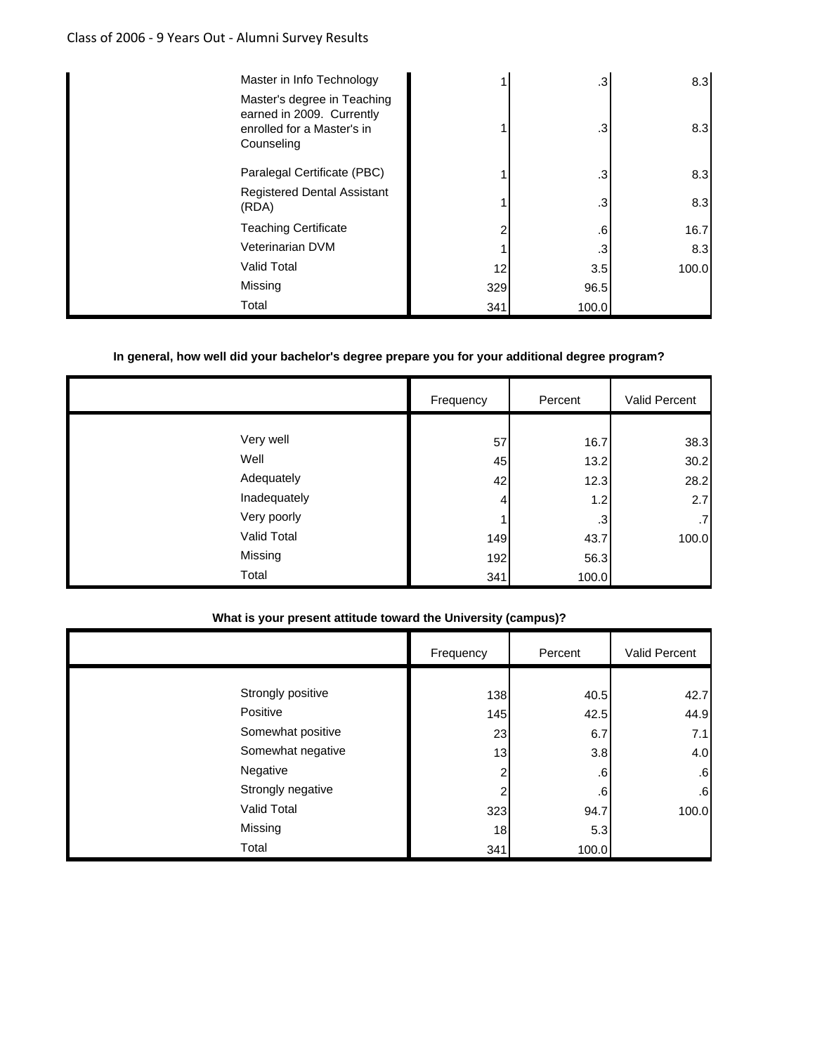| | Frequency | Percent | Valid Percent |
|---|---|---|---|
| Master in Info Technology | 1 | .3 | 8.3 |
| Master's degree in Teaching earned in 2009. Currently enrolled for a Master's in Counseling | 1 | .3 | 8.3 |
| Paralegal Certificate (PBC) | 1 | .3 | 8.3 |
| Registered Dental Assistant (RDA) | 1 | .3 | 8.3 |
| Teaching Certificate | 2 | .6 | 16.7 |
| Veterinarian DVM | 1 | .3 | 8.3 |
| Valid Total | 12 | 3.5 | 100.0 |
| Missing | 329 | 96.5 | |
| Total | 341 | 100.0 | |

**In general, how well did your bachelor's degree prepare you for your additional degree program?**

| | Frequency | Percent | Valid Percent |
|---|---|---|---|
| Very well | 57 | 16.7 | 38.3 |
| Well | 45 | 13.2 | 30.2 |
| Adequately | 42 | 12.3 | 28.2 |
| Inadequately | 4 | 1.2 | 2.7 |
| Very poorly | 1 | .3 | .7 |
| Valid Total | 149 | 43.7 | 100.0 |
| Missing | 192 | 56.3 | |
| Total | 341 | 100.0 | |

**What is your present attitude toward the University (campus)?**

| | Frequency | Percent | Valid Percent |
|---|---|---|---|
| Strongly positive | 138 | 40.5 | 42.7 |
| Positive | 145 | 42.5 | 44.9 |
| Somewhat positive | 23 | 6.7 | 7.1 |
| Somewhat negative | 13 | 3.8 | 4.0 |
| Negative | 2 | .6 | .6 |
| Strongly negative | 2 | .6 | .6 |
| Valid Total | 323 | 94.7 | 100.0 |
| Missing | 18 | 5.3 | |
| Total | 341 | 100.0 | |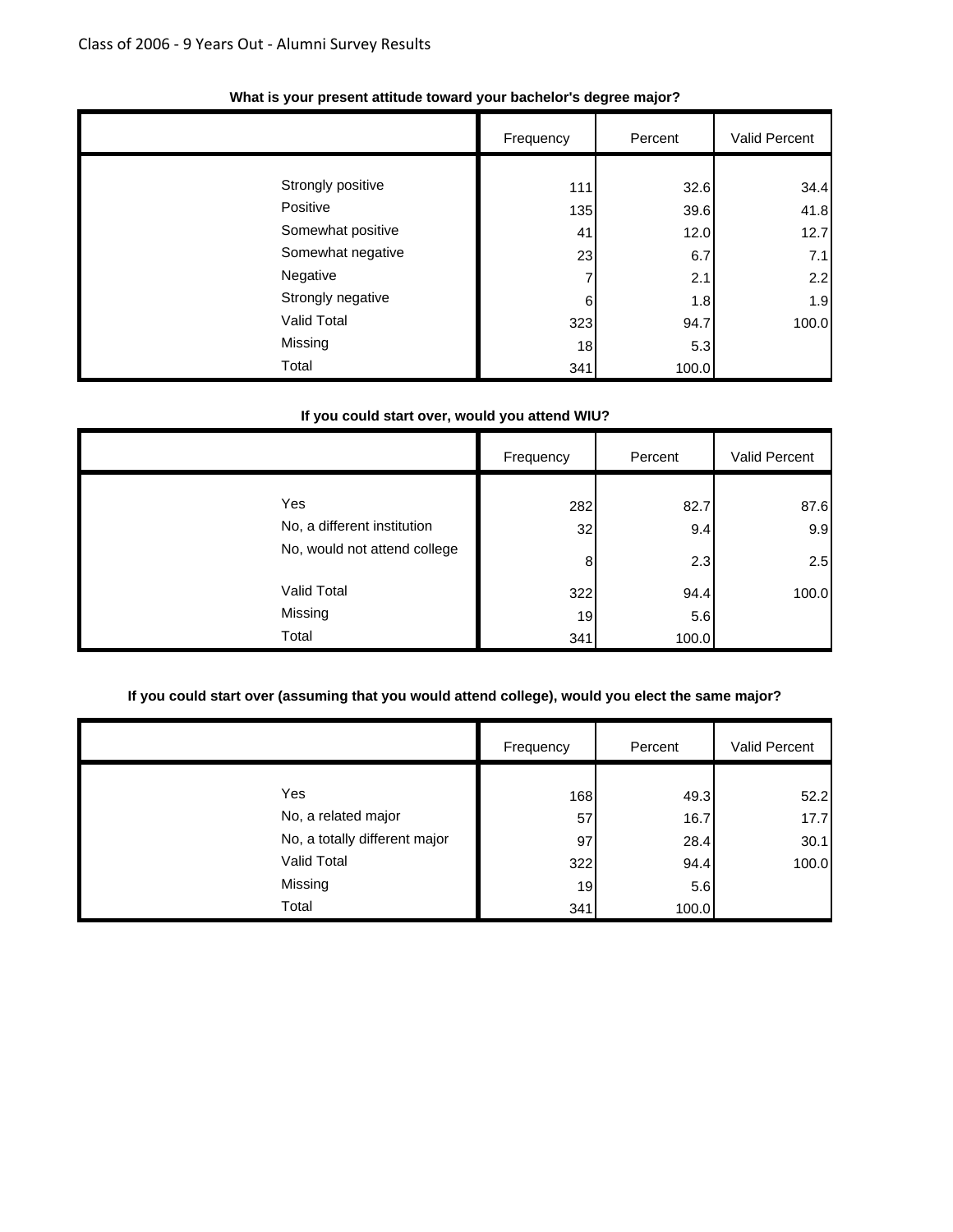**What is your present attitude toward your bachelor's degree major?**

| | Frequency | Percent | Valid Percent |
|---|---|---|---|
| Strongly positive | 111 | 32.6 | 34.4 |
| Positive | 135 | 39.6 | 41.8 |
| Somewhat positive | 41 | 12.0 | 12.7 |
| Somewhat negative | 23 | 6.7 | 7.1 |
| Negative | 7 | 2.1 | 2.2 |
| Strongly negative | 6 | 1.8 | 1.9 |
| Valid Total | 323 | 94.7 | 100.0 |
| Missing | 18 | 5.3 | |
| Total | 341 | 100.0 | |

**If you could start over, would you attend WIU?**

| | Frequency | Percent | Valid Percent |
|---|---|---|---|
| Yes | 282 | 82.7 | 87.6 |
| No, a different institution | 32 | 9.4 | 9.9 |
| No, would not attend college | 8 | 2.3 | 2.5 |
| Valid Total | 322 | 94.4 | 100.0 |
| Missing | 19 | 5.6 | |
| Total | 341 | 100.0 | |

**If you could start over (assuming that you would attend college), would you elect the same major?**

| | Frequency | Percent | Valid Percent |
|---|---|---|---|
| Yes | 168 | 49.3 | 52.2 |
| No, a related major | 57 | 16.7 | 17.7 |
| No, a totally different major | 97 | 28.4 | 30.1 |
| Valid Total | 322 | 94.4 | 100.0 |
| Missing | 19 | 5.6 | |
| Total | 341 | 100.0 | |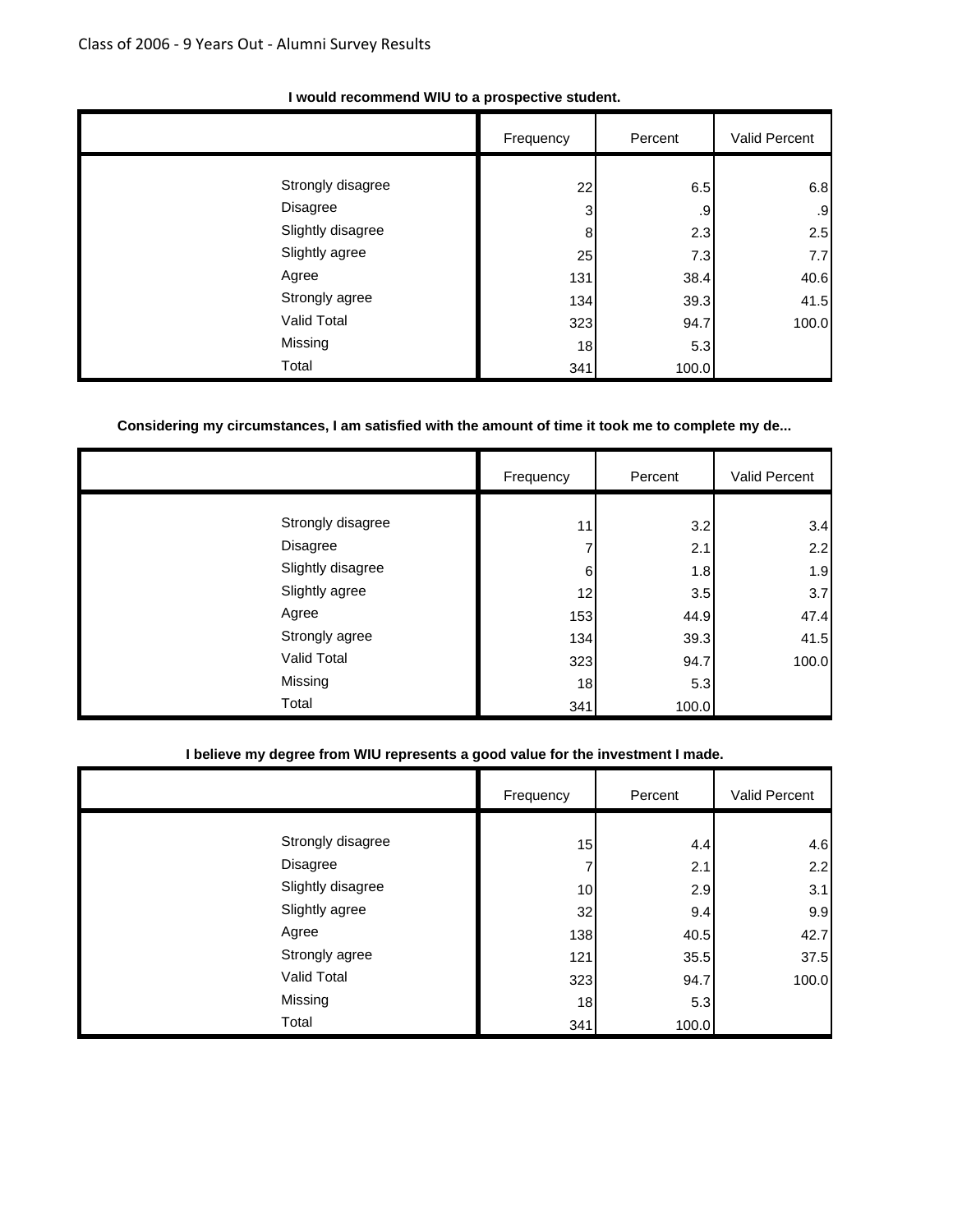**I would recommend WIU to a prospective student.**

| | Frequency | Percent | Valid Percent |
|---|---|---|---|
| Strongly disagree | 22 | 6.5 | 6.8 |
| Disagree | 3 | .9 | .9 |
| Slightly disagree | 8 | 2.3 | 2.5 |
| Slightly agree | 25 | 7.3 | 7.7 |
| Agree | 131 | 38.4 | 40.6 |
| Strongly agree | 134 | 39.3 | 41.5 |
| Valid Total | 323 | 94.7 | 100.0 |
| Missing | 18 | 5.3 | |
| Total | 341 | 100.0 | |

**Considering my circumstances, I am satisfied with the amount of time it took me to complete my de...**

| | Frequency | Percent | Valid Percent |
|---|---|---|---|
| Strongly disagree | 11 | 3.2 | 3.4 |
| Disagree | 7 | 2.1 | 2.2 |
| Slightly disagree | 6 | 1.8 | 1.9 |
| Slightly agree | 12 | 3.5 | 3.7 |
| Agree | 153 | 44.9 | 47.4 |
| Strongly agree | 134 | 39.3 | 41.5 |
| Valid Total | 323 | 94.7 | 100.0 |
| Missing | 18 | 5.3 | |
| Total | 341 | 100.0 | |

**I believe my degree from WIU represents a good value for the investment I made.**

| | Frequency | Percent | Valid Percent |
|---|---|---|---|
| Strongly disagree | 15 | 4.4 | 4.6 |
| Disagree | 7 | 2.1 | 2.2 |
| Slightly disagree | 10 | 2.9 | 3.1 |
| Slightly agree | 32 | 9.4 | 9.9 |
| Agree | 138 | 40.5 | 42.7 |
| Strongly agree | 121 | 35.5 | 37.5 |
| Valid Total | 323 | 94.7 | 100.0 |
| Missing | 18 | 5.3 | |
| Total | 341 | 100.0 | |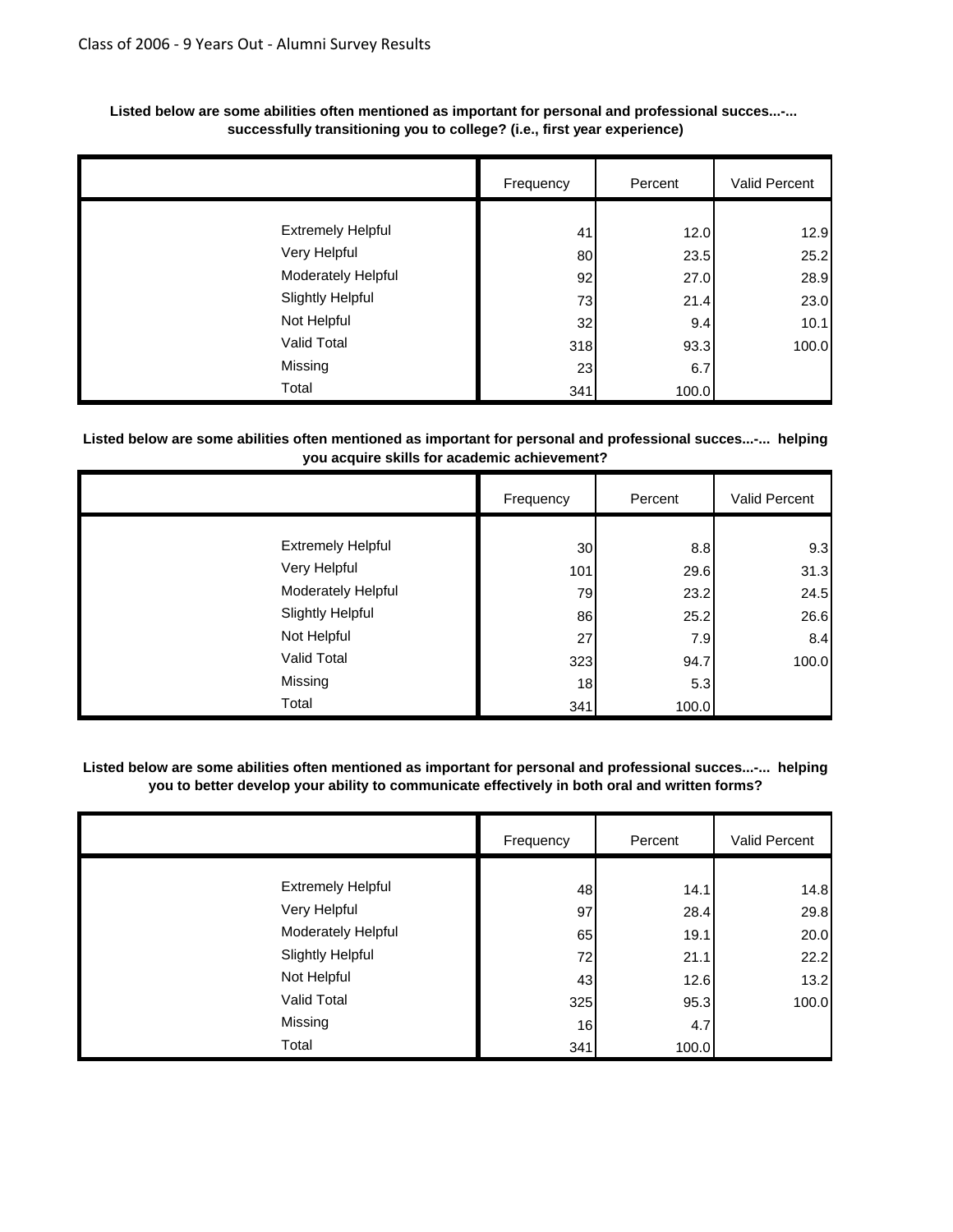Class of 2006 - 9 Years Out - Alumni Survey Results

**Listed below are some abilities often mentioned as important for personal and professional succes...-... successfully transitioning you to college? (i.e., first year experience)**

| | Frequency | Percent | Valid Percent |
|---|---|---|---|
| Extremely Helpful | 41 | 12.0 | 12.9 |
| Very Helpful | 80 | 23.5 | 25.2 |
| Moderately Helpful | 92 | 27.0 | 28.9 |
| Slightly Helpful | 73 | 21.4 | 23.0 |
| Not Helpful | 32 | 9.4 | 10.1 |
| Valid Total | 318 | 93.3 | 100.0 |
| Missing | 23 | 6.7 | |
| Total | 341 | 100.0 | |

**Listed below are some abilities often mentioned as important for personal and professional succes...-... helping you acquire skills for academic achievement?**

| | Frequency | Percent | Valid Percent |
|---|---|---|---|
| Extremely Helpful | 30 | 8.8 | 9.3 |
| Very Helpful | 101 | 29.6 | 31.3 |
| Moderately Helpful | 79 | 23.2 | 24.5 |
| Slightly Helpful | 86 | 25.2 | 26.6 |
| Not Helpful | 27 | 7.9 | 8.4 |
| Valid Total | 323 | 94.7 | 100.0 |
| Missing | 18 | 5.3 | |
| Total | 341 | 100.0 | |

**Listed below are some abilities often mentioned as important for personal and professional succes...-... helping you to better develop your ability to communicate effectively in both oral and written forms?**

| | Frequency | Percent | Valid Percent |
|---|---|---|---|
| Extremely Helpful | 48 | 14.1 | 14.8 |
| Very Helpful | 97 | 28.4 | 29.8 |
| Moderately Helpful | 65 | 19.1 | 20.0 |
| Slightly Helpful | 72 | 21.1 | 22.2 |
| Not Helpful | 43 | 12.6 | 13.2 |
| Valid Total | 325 | 95.3 | 100.0 |
| Missing | 16 | 4.7 | |
| Total | 341 | 100.0 | |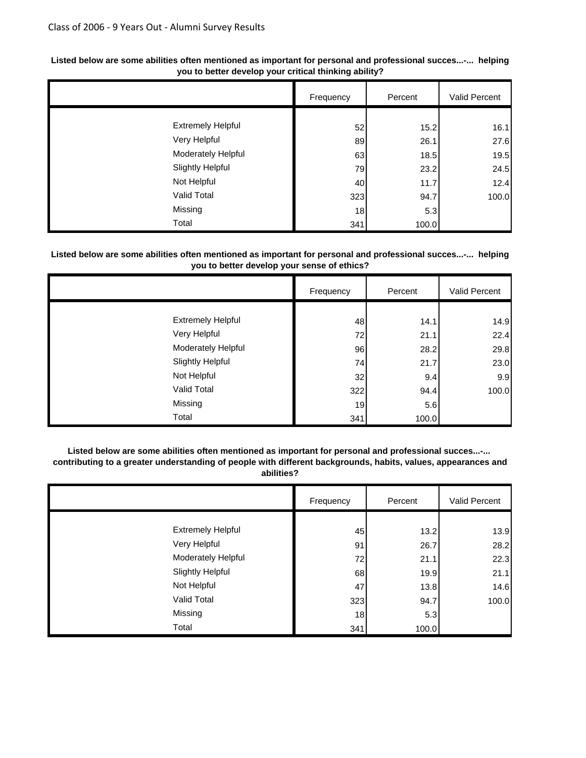**Listed below are some abilities often mentioned as important for personal and professional succes...-... helping you to better develop your critical thinking ability?**

| | Frequency | Percent | Valid Percent |
|---|---|---|---|
| Extremely Helpful | 52 | 15.2 | 16.1 |
| Very Helpful | 89 | 26.1 | 27.6 |
| Moderately Helpful | 63 | 18.5 | 19.5 |
| Slightly Helpful | 79 | 23.2 | 24.5 |
| Not Helpful | 40 | 11.7 | 12.4 |
| Valid Total | 323 | 94.7 | 100.0 |
| Missing | 18 | 5.3 | |
| Total | 341 | 100.0 | |

**Listed below are some abilities often mentioned as important for personal and professional succes...-... helping you to better develop your sense of ethics?**

| | Frequency | Percent | Valid Percent |
|---|---|---|---|
| Extremely Helpful | 48 | 14.1 | 14.9 |
| Very Helpful | 72 | 21.1 | 22.4 |
| Moderately Helpful | 96 | 28.2 | 29.8 |
| Slightly Helpful | 74 | 21.7 | 23.0 |
| Not Helpful | 32 | 9.4 | 9.9 |
| Valid Total | 322 | 94.4 | 100.0 |
| Missing | 19 | 5.6 | |
| Total | 341 | 100.0 | |

**Listed below are some abilities often mentioned as important for personal and professional succes...-... contributing to a greater understanding of people with different backgrounds, habits, values, appearances and abilities?**

| | Frequency | Percent | Valid Percent |
|---|---|---|---|
| Extremely Helpful | 45 | 13.2 | 13.9 |
| Very Helpful | 91 | 26.7 | 28.2 |
| Moderately Helpful | 72 | 21.1 | 22.3 |
| Slightly Helpful | 68 | 19.9 | 21.1 |
| Not Helpful | 47 | 13.8 | 14.6 |
| Valid Total | 323 | 94.7 | 100.0 |
| Missing | 18 | 5.3 | |
| Total | 341 | 100.0 | |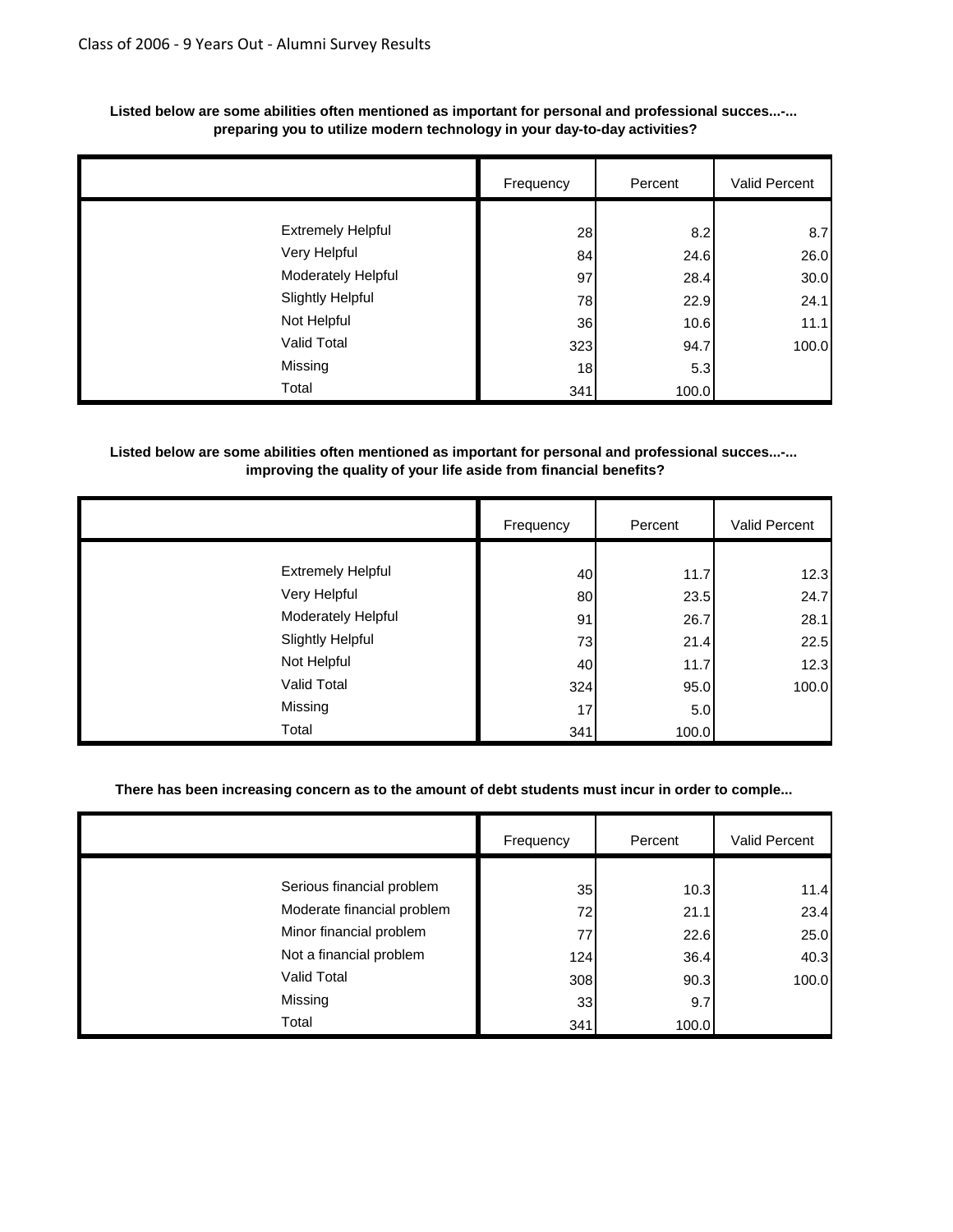**Listed below are some abilities often mentioned as important for personal and professional succes...-... preparing you to utilize modern technology in your day-to-day activities?**

| | Frequency | Percent | Valid Percent |
|---|---|---|---|
| Extremely Helpful | 28 | 8.2 | 8.7 |
| Very Helpful | 84 | 24.6 | 26.0 |
| Moderately Helpful | 97 | 28.4 | 30.0 |
| Slightly Helpful | 78 | 22.9 | 24.1 |
| Not Helpful | 36 | 10.6 | 11.1 |
| Valid Total | 323 | 94.7 | 100.0 |
| Missing | 18 | 5.3 | |
| Total | 341 | 100.0 | |

**Listed below are some abilities often mentioned as important for personal and professional succes...-... improving the quality of your life aside from financial benefits?**

| | Frequency | Percent | Valid Percent |
|---|---|---|---|
| Extremely Helpful | 40 | 11.7 | 12.3 |
| Very Helpful | 80 | 23.5 | 24.7 |
| Moderately Helpful | 91 | 26.7 | 28.1 |
| Slightly Helpful | 73 | 21.4 | 22.5 |
| Not Helpful | 40 | 11.7 | 12.3 |
| Valid Total | 324 | 95.0 | 100.0 |
| Missing | 17 | 5.0 | |
| Total | 341 | 100.0 | |

**There has been increasing concern as to the amount of debt students must incur in order to comple...**

| | Frequency | Percent | Valid Percent |
|---|---|---|---|
| Serious financial problem | 35 | 10.3 | 11.4 |
| Moderate financial problem | 72 | 21.1 | 23.4 |
| Minor financial problem | 77 | 22.6 | 25.0 |
| Not a financial problem | 124 | 36.4 | 40.3 |
| Valid Total | 308 | 90.3 | 100.0 |
| Missing | 33 | 9.7 | |
| Total | 341 | 100.0 | |